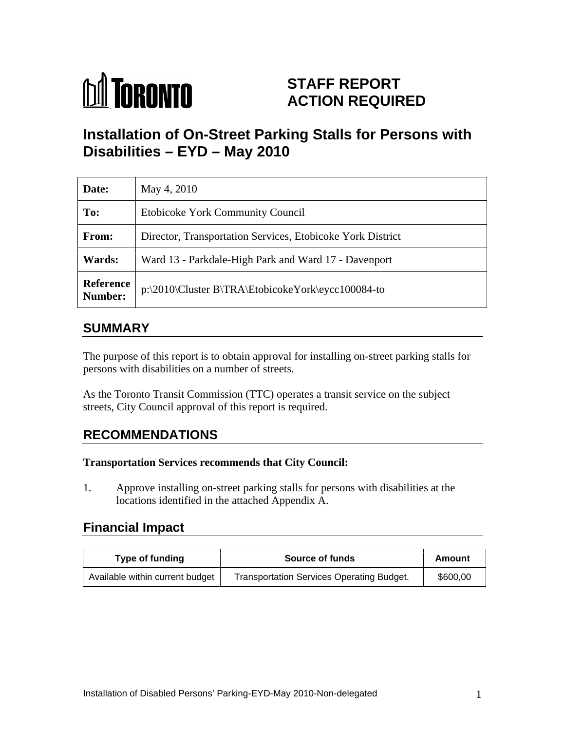# STAFF REPORT ACTION REQUIRED

# Installation of On-Street Parking Stalls for Persons with Disabilities – EYD – May 2010

| Date: | May 4, 2010 |
| --- | --- |
| To: | Etobicoke York Community Council |
| From: | Director, Transportation Services, Etobicoke York District |
| Wards: | Ward 13 - Parkdale-High Park and Ward 17 - Davenport |
| Reference Number: | p:\2010\Cluster B\TRA\EtobicokeYork\eycc100084-to |

## SUMMARY

The purpose of this report is to obtain approval for installing on-street parking stalls for persons with disabilities on a number of streets.

As the Toronto Transit Commission (TTC) operates a transit service on the subject streets, City Council approval of this report is required.

## RECOMMENDATIONS

**Transportation Services recommends that City Council:**

1. Approve installing on-street parking stalls for persons with disabilities at the locations identified in the attached Appendix A.

## Financial Impact

| Type of funding | Source of funds | Amount |
| --- | --- | --- |
| Available within current budget | Transportation Services Operating Budget. | $600,00 |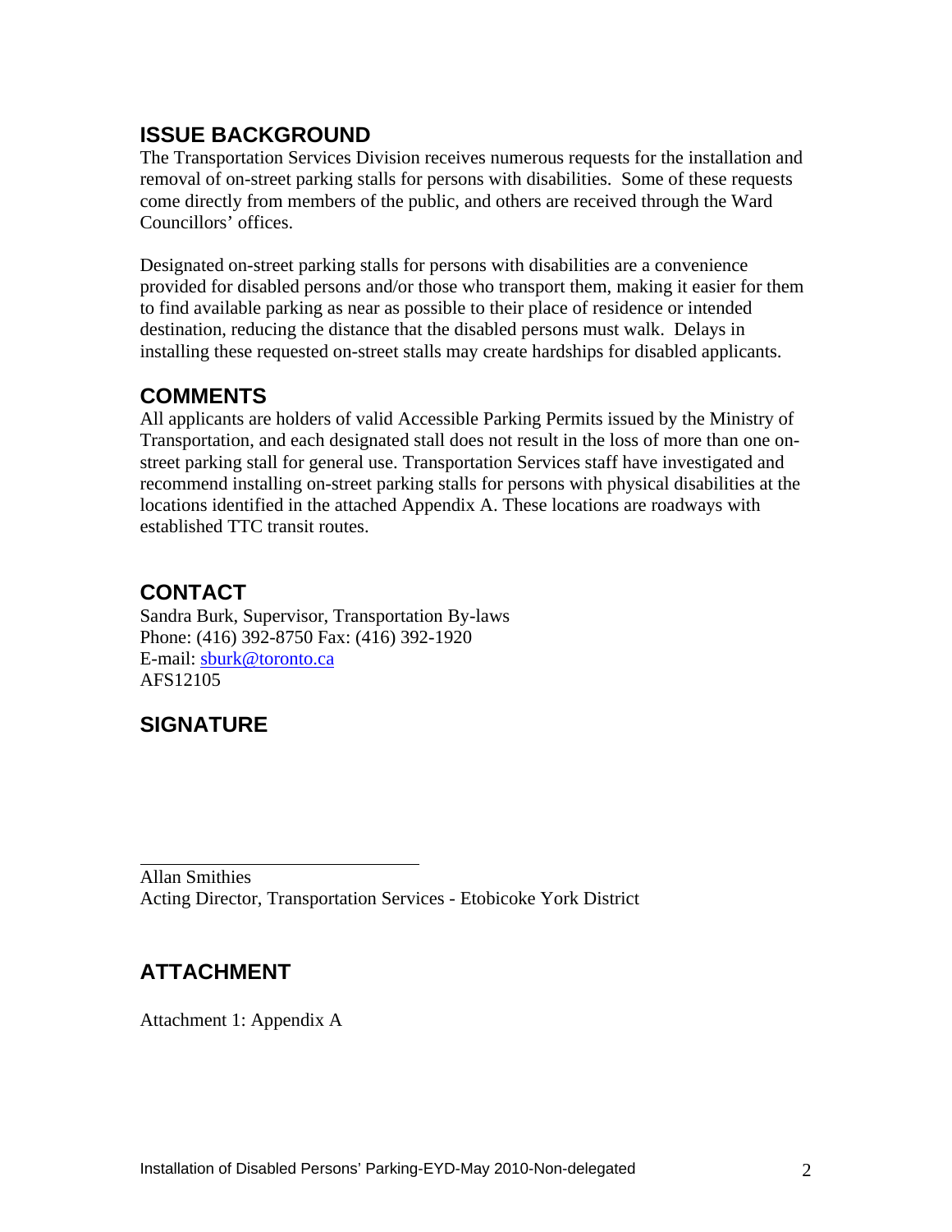## ISSUE BACKGROUND

The Transportation Services Division receives numerous requests for the installation and removal of on-street parking stalls for persons with disabilities. Some of these requests come directly from members of the public, and others are received through the Ward Councillors' offices.

Designated on-street parking stalls for persons with disabilities are a convenience provided for disabled persons and/or those who transport them, making it easier for them to find available parking as near as possible to their place of residence or intended destination, reducing the distance that the disabled persons must walk. Delays in installing these requested on-street stalls may create hardships for disabled applicants.

## COMMENTS

All applicants are holders of valid Accessible Parking Permits issued by the Ministry of Transportation, and each designated stall does not result in the loss of more than one on-street parking stall for general use. Transportation Services staff have investigated and recommend installing on-street parking stalls for persons with physical disabilities at the locations identified in the attached Appendix A. These locations are roadways with established TTC transit routes.

## CONTACT

Sandra Burk, Supervisor, Transportation By-laws
Phone: (416) 392-8750 Fax: (416) 392-1920
E-mail: sburk@toronto.ca
AFS12105

## SIGNATURE

_______________________________

Allan Smithies
Acting Director, Transportation Services - Etobicoke York District

## ATTACHMENT

Attachment 1: Appendix A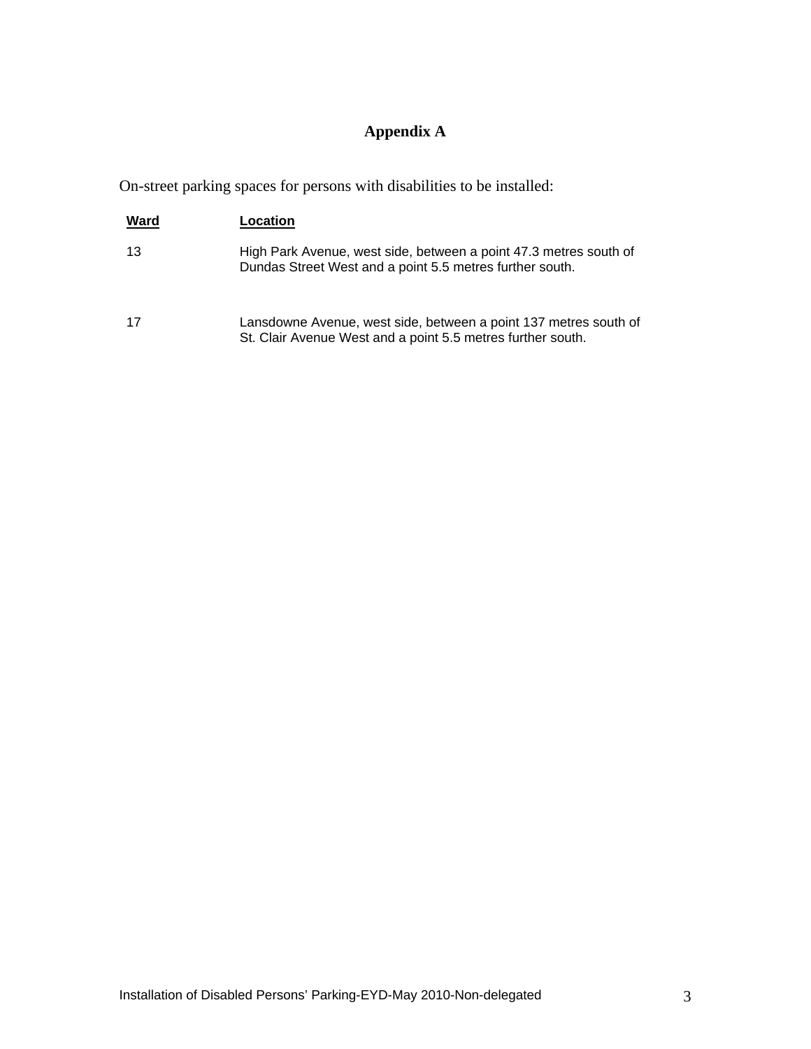# Appendix A

On-street parking spaces for persons with disabilities to be installed:

| Ward | Location |
| --- | --- |
| 13 | High Park Avenue, west side, between a point 47.3 metres south of Dundas Street West and a point 5.5 metres further south. |
| 17 | Lansdowne Avenue, west side, between a point 137 metres south of St. Clair Avenue West and a point 5.5 metres further south. |